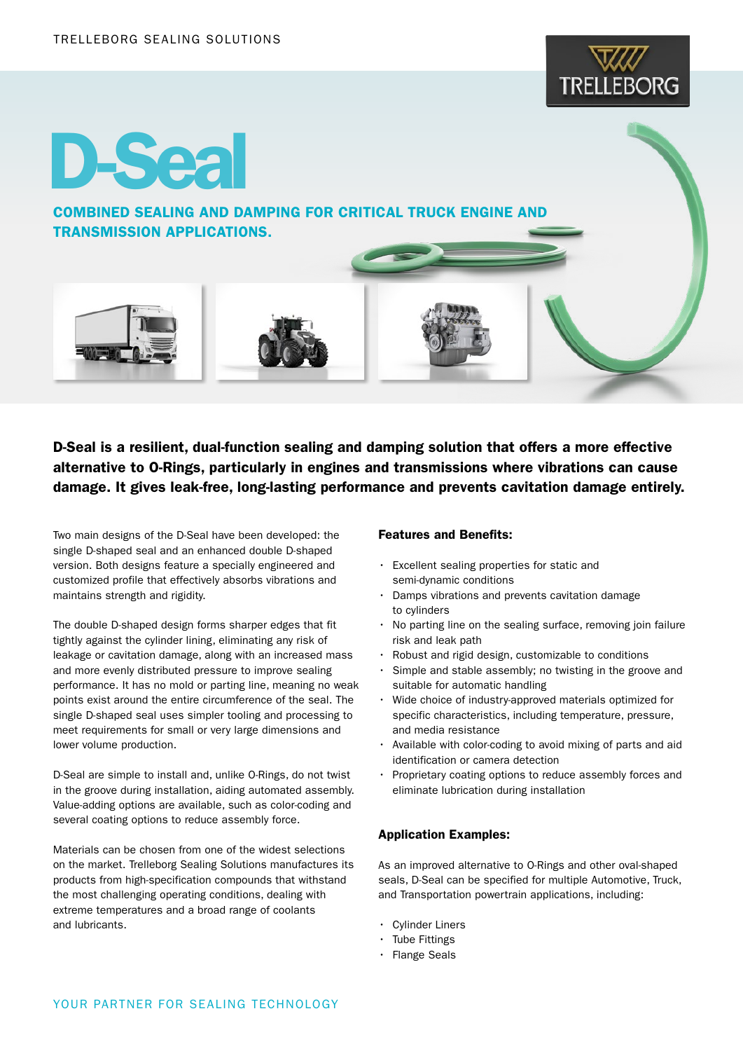TRELLEBORG SEALING SOLUTIONS

# D-Seal

## COMBINED SEALING AND DAMPING FOR CRITICAL TRUCK ENGINE AND TRANSMISSION APPLICATIONS.

**D-Seal is a resilient, dual-function sealing and damping solution that offers a more effective alternative to O-Rings, particularly in engines and transmissions where vibrations can cause damage. It gives leak-free, long-lasting performance and prevents cavitation damage entirely.**

Two main designs of the D-Seal have been developed: the single D-shaped seal and an enhanced double D-shaped version. Both designs feature a specially engineered and customized profile that effectively absorbs vibrations and maintains strength and rigidity.

The double D-shaped design forms sharper edges that fit tightly against the cylinder lining, eliminating any risk of leakage or cavitation damage, along with an increased mass and more evenly distributed pressure to improve sealing performance. It has no mold or parting line, meaning no weak points exist around the entire circumference of the seal. The single D-shaped seal uses simpler tooling and processing to meet requirements for small or very large dimensions and lower volume production.

D-Seal are simple to install and, unlike O-Rings, do not twist in the groove during installation, aiding automated assembly. Value-adding options are available, such as color-coding and several coating options to reduce assembly force.

Materials can be chosen from one of the widest selections on the market. Trelleborg Sealing Solutions manufactures its products from high-specification compounds that withstand the most challenging operating conditions, dealing with extreme temperatures and a broad range of coolants and lubricants.

### Features and Benefits:

- Excellent sealing properties for static and semi-dynamic conditions
- Damps vibrations and prevents cavitation damage to cylinders
- No parting line on the sealing surface, removing join failure risk and leak path
- Robust and rigid design, customizable to conditions
- Simple and stable assembly; no twisting in the groove and suitable for automatic handling
- Wide choice of industry-approved materials optimized for specific characteristics, including temperature, pressure, and media resistance
- Available with color-coding to avoid mixing of parts and aid identification or camera detection
- Proprietary coating options to reduce assembly forces and eliminate lubrication during installation

### Application Examples:

As an improved alternative to O-Rings and other oval-shaped seals, D-Seal can be specified for multiple Automotive, Truck, and Transportation powertrain applications, including:

- Cylinder Liners
- Tube Fittings
- Flange Seals

YOUR PARTNER FOR SEALING TECHNOLOGY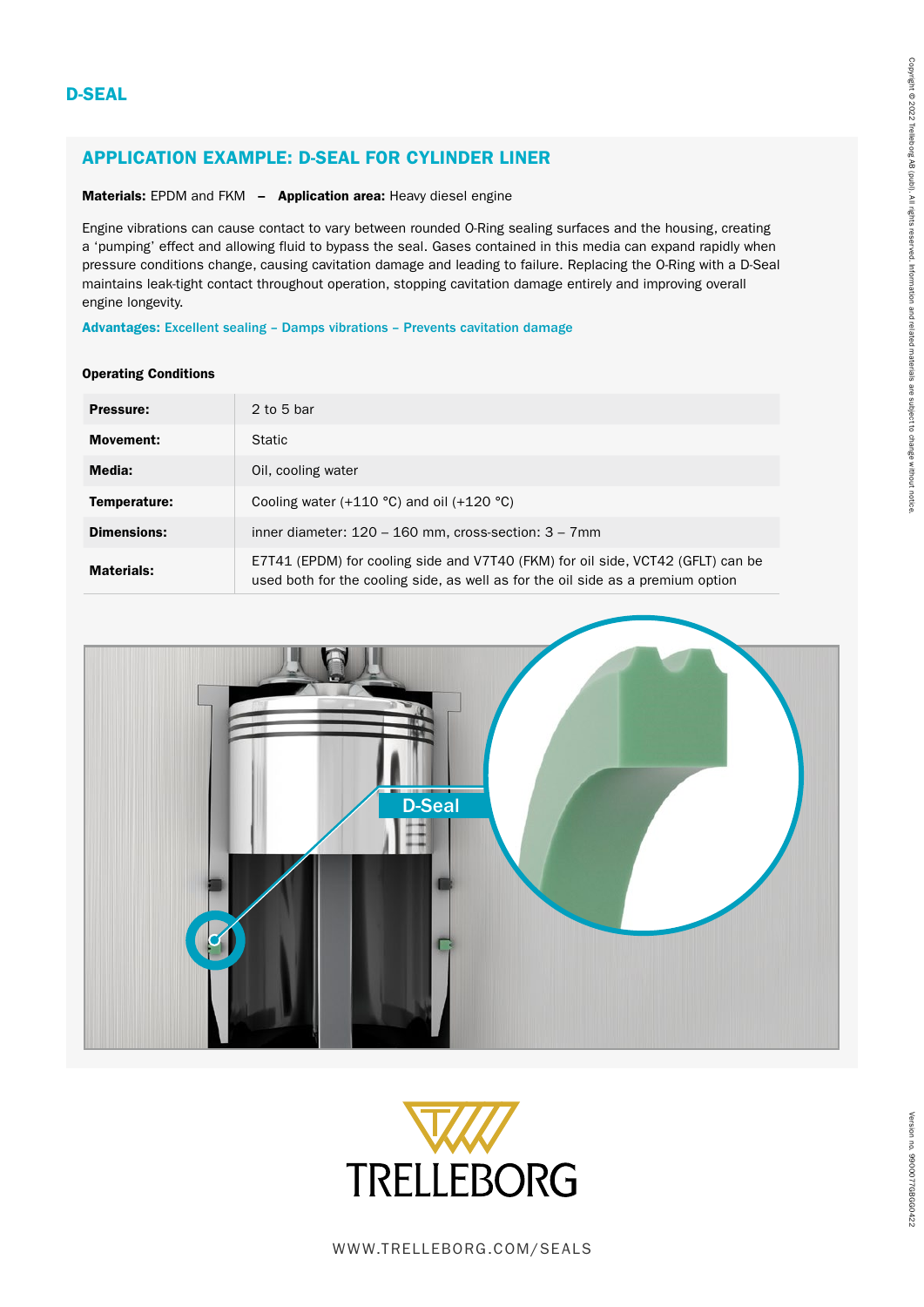# D-SEAL

## APPLICATION EXAMPLE: D-SEAL FOR CYLINDER LINER

**Materials:** EPDM and FKM – **Application area:** Heavy diesel engine

Engine vibrations can cause contact to vary between rounded O-Ring sealing surfaces and the housing, creating a ‘pumping’ effect and allowing fluid to bypass the seal. Gases contained in this media can expand rapidly when pressure conditions change, causing cavitation damage and leading to failure. Replacing the O-Ring with a D-Seal maintains leak-tight contact throughout operation, stopping cavitation damage entirely and improving overall engine longevity.

**Advantages:** Excellent sealing – Damps vibrations – Prevents cavitation damage

### Operating Conditions

| | |
|---|---|
| **Pressure:** | 2 to 5 bar |
| **Movement:** | Static |
| **Media:** | Oil, cooling water |
| **Temperature:** | Cooling water (+110 °C) and oil (+120 °C) |
| **Dimensions:** | inner diameter: 120 – 160 mm, cross-section: 3 – 7mm |
| **Materials:** | E7T41 (EPDM) for cooling side and V7T40 (FKM) for oil side, VCT42 (GFLT) can be used both for the cooling side, as well as for the oil side as a premium option |

D-Seal

TRELLEBORG

WWW.TRELLEBORG.COM/SEALS